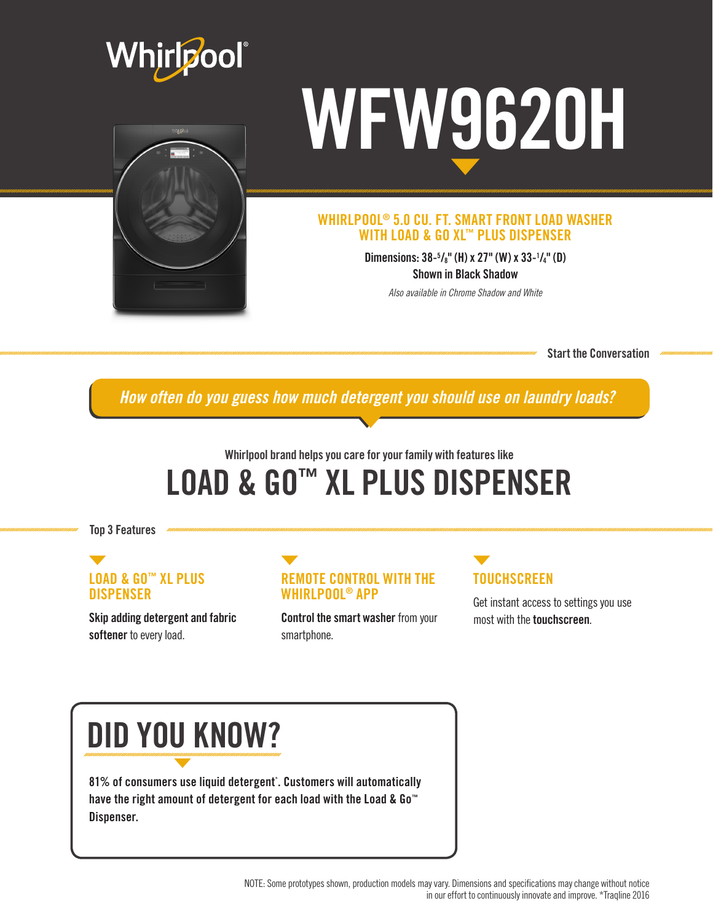Whirlpool®

# WFW9620H

## WHIRLPOOL® 5.0 CU. FT. SMART FRONT LOAD WASHER WITH LOAD & GO XL™ PLUS DISPENSER

**Dimensions: 38-5/8" (H) x 27" (W) x 33-1/4" (D)**

**Shown in Black Shadow**

*Also available in Chrome Shadow and White*

**Start the Conversation**

***How often do you guess how much detergent you should use on laundry loads?***

Whirlpool brand helps you care for your family with features like

# LOAD & GO™ XL PLUS DISPENSER

**Top 3 Features**

### LOAD & GO™ XL PLUS DISPENSER

**Skip adding detergent and fabric softener** to every load.

### REMOTE CONTROL WITH THE WHIRLPOOL® APP

**Control the smart washer** from your smartphone.

### TOUCHSCREEN

Get instant access to settings you use most with the **touchscreen**.

## DID YOU KNOW?

**81% of consumers use liquid detergent*. Customers will automatically have the right amount of detergent for each load with the Load & Go™ Dispenser.**

NOTE: Some prototypes shown, production models may vary. Dimensions and specifications may change without notice in our effort to continuously innovate and improve. *Traqline 2016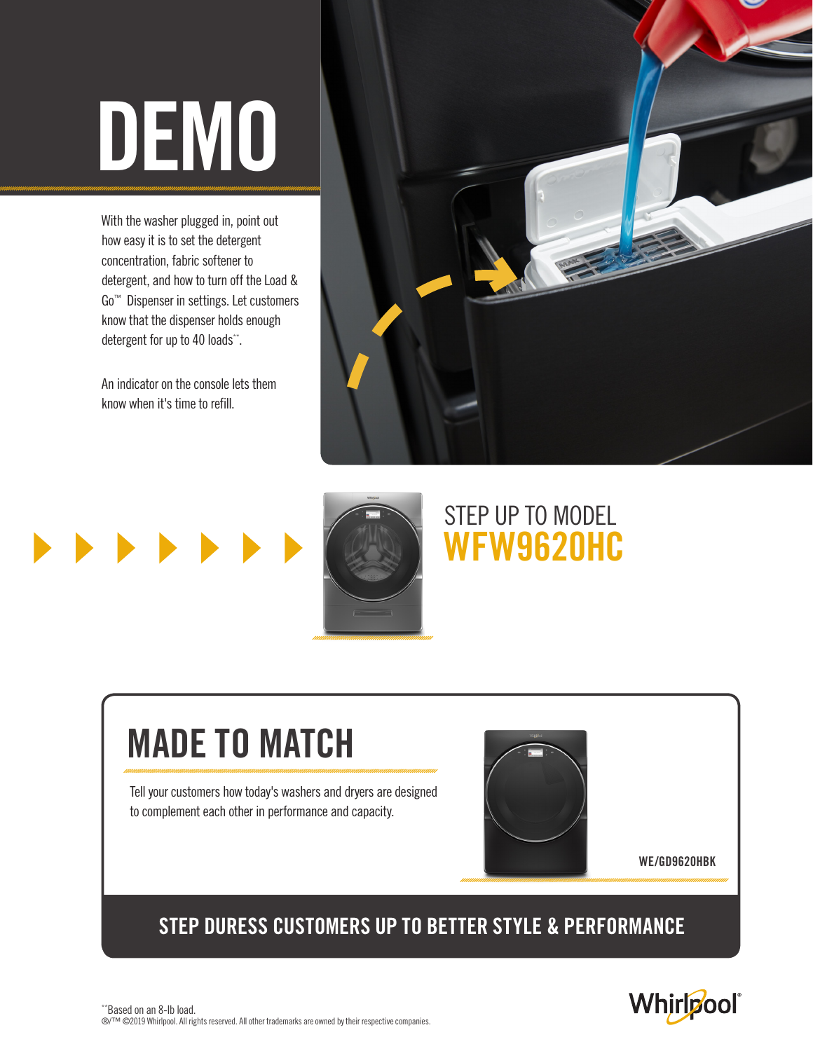# DEMO

With the washer plugged in, point out how easy it is to set the detergent concentration, fabric softener to detergent, and how to turn off the Load & Go™ Dispenser in settings. Let customers know that the dispenser holds enough detergent for up to 40 loads**.

An indicator on the console lets them know when it's time to refill.

STEP UP TO MODEL
**WFW9620HC**

## MADE TO MATCH

Tell your customers how today's washers and dryers are designed to complement each other in performance and capacity.

WE/GD9620HBK

**STEP DURESS CUSTOMERS UP TO BETTER STYLE & PERFORMANCE**

**Based on an 8-lb load.
®/™ ©2019 Whirlpool. All rights reserved. All other trademarks are owned by their respective companies.

Whirlpool®